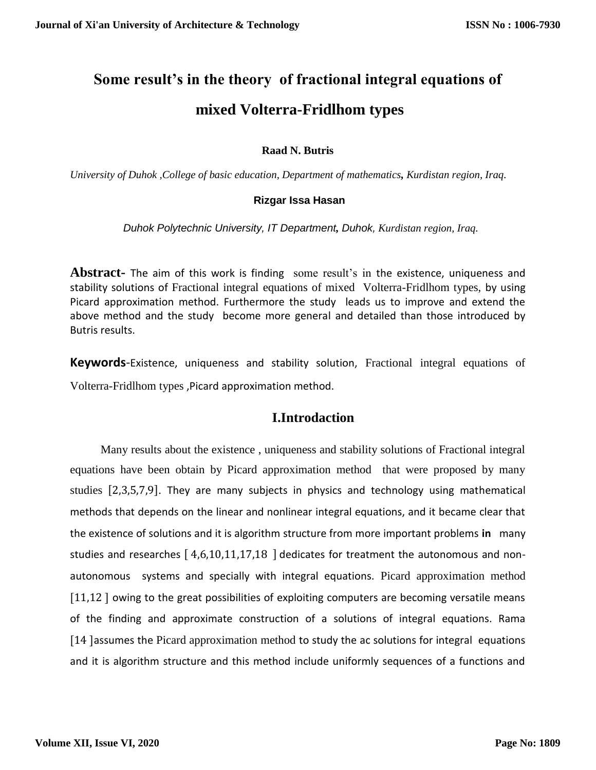# Some result's in the theory of fractional integral equations of mixed Volterra-Fridlhom types

**Raad N. Butris**

*University of Duhok ,College of basic education, Department of mathematics, Kurdistan region, Iraq.*

**Rizgar Issa Hasan**

*Duhok Polytechnic University, IT Department, Duhok, Kurdistan region, Iraq.*

**Abstract-** The aim of this work is finding some result's in the existence, uniqueness and stability solutions of Fractional integral equations of mixed Volterra-Fridlhom types, by using Picard approximation method. Furthermore the study leads us to improve and extend the above method and the study become more general and detailed than those introduced by Butris results.

**Keywords**-Existence, uniqueness and stability solution, Fractional integral equations of Volterra-Fridlhom types ,Picard approximation method.

## I.Introdaction

Many results about the existence , uniqueness and stability solutions of Fractional integral equations have been obtain by Picard approximation method that were proposed by many studies [2,3,5,7,9]. They are many subjects in physics and technology using mathematical methods that depends on the linear and nonlinear integral equations, and it became clear that the existence of solutions and it is algorithm structure from more important problems **in** many studies and researches [ 4,6,10,11,17,18 ] dedicates for treatment the autonomous and non-autonomous systems and specially with integral equations. Picard approximation method [11,12 ] owing to the great possibilities of exploiting computers are becoming versatile means of the finding and approximate construction of a solutions of integral equations. Rama [14 ]assumes the Picard approximation method to study the ac solutions for integral equations and it is algorithm structure and this method include uniformly sequences of a functions and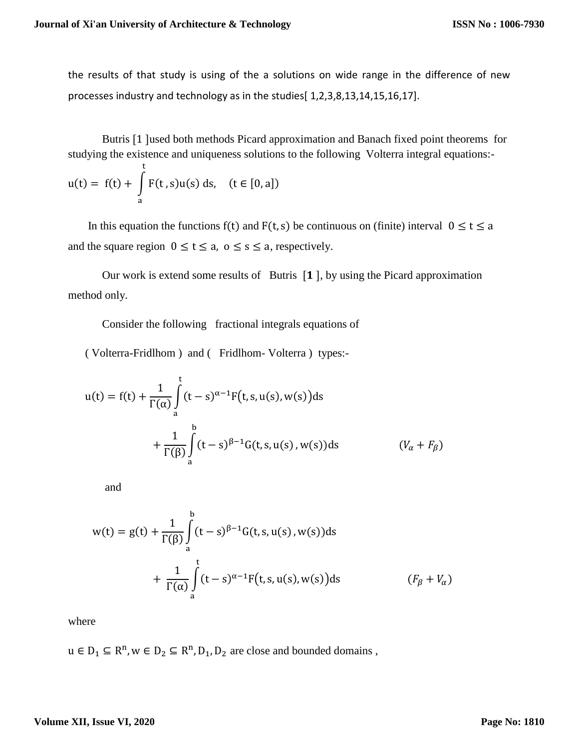the results of that study is using of the a solutions on wide range in the difference of new processes industry and technology as in the studies[ 1,2,3,8,13,14,15,16,17].

Butris [1 ]used both methods Picard approximation and Banach fixed point theorems for studying the existence and uniqueness solutions to the following Volterra integral equations:-

$$u(t) = f(t) + \int_a^t F(t,s)u(s)\,ds, \quad (t \in [0,a])$$

In this equation the functions $f(t)$ and $F(t,s)$ be continuous on (finite) interval $0 \le t \le a$ and the square region $0 \le t \le a,\ o \le s \le a$, respectively.

Our work is extend some results of Butris [**1** ], by using the Picard approximation method only.

Consider the following fractional integrals equations of

( Volterra-Fridlhom ) and ( Fridlhom- Volterra ) types:-

$$u(t) = f(t) + \frac{1}{\Gamma(\alpha)}\int_a^t (t-s)^{\alpha-1}F\big(t,s,u(s),w(s)\big)ds$$
$$+ \frac{1}{\Gamma(\beta)}\int_a^b (t-s)^{\beta-1}G(t,s,u(s),w(s))ds \qquad (V_\alpha + F_\beta)$$

and

$$w(t) = g(t) + \frac{1}{\Gamma(\beta)}\int_a^b (t-s)^{\beta-1}G(t,s,u(s),w(s))ds$$
$$+ \frac{1}{\Gamma(\alpha)}\int_a^t (t-s)^{\alpha-1}F\big(t,s,u(s),w(s)\big)ds \qquad (F_\beta + V_\alpha)$$

where

$u \in D_1 \subseteq R^n, w \in D_2 \subseteq R^n, D_1, D_2$ are close and bounded domains ,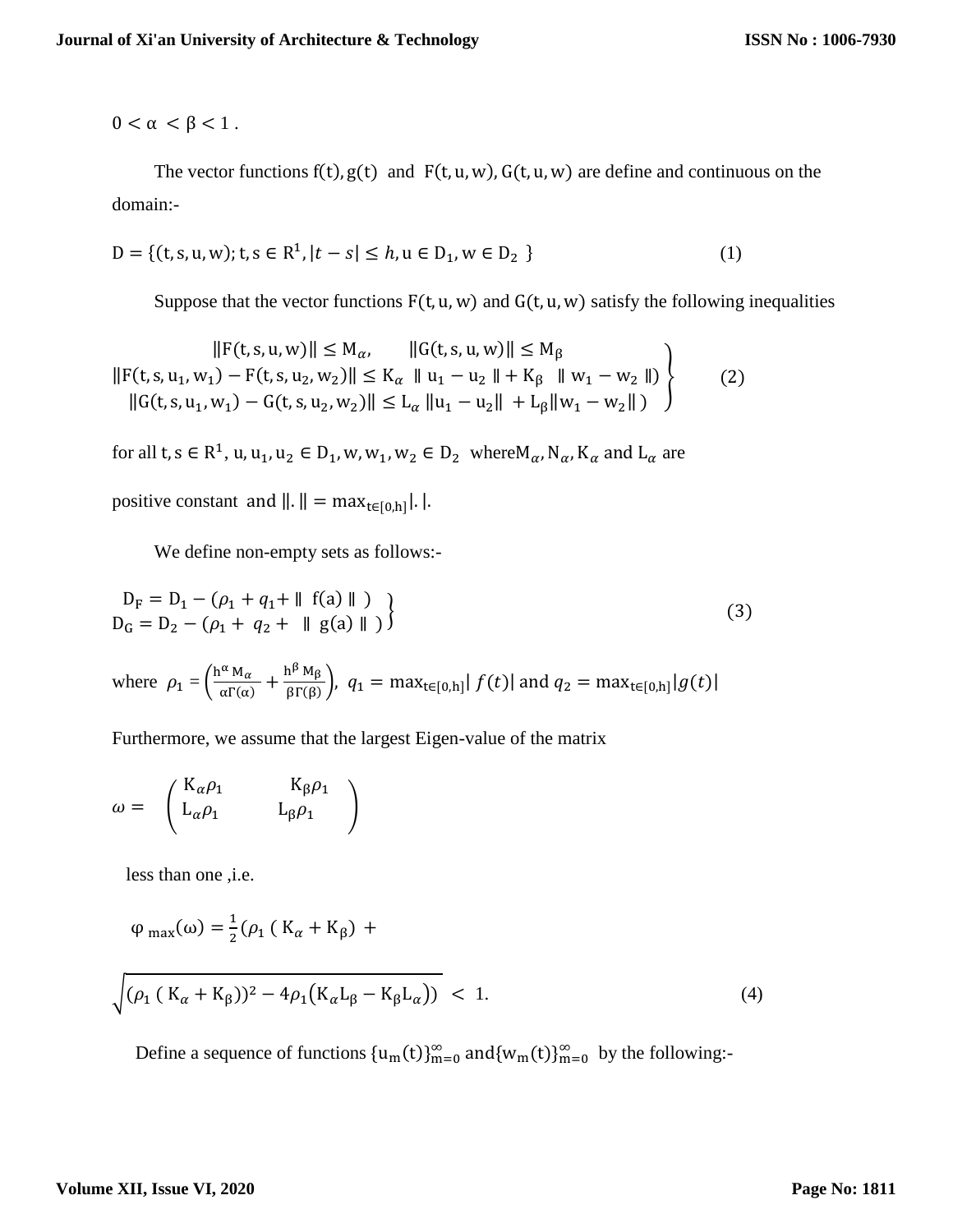$0 < \alpha < \beta < 1$ .

The vector functions $f(t), g(t)$ and $F(t, u, w), G(t, u, w)$ are define and continuous on the domain:-

$$D = \{(t, s, u, w); t, s \in R^1, |t - s| \leq h, u \in D_1, w \in D_2 \} \tag{1}$$

Suppose that the vector functions $F(t, u, w)$ and $G(t, u, w)$ satisfy the following inequalities

$$\left.\begin{array}{c} \|F(t, s, u, w)\| \leq M_\alpha, \qquad \|G(t, s, u, w)\| \leq M_\beta \\ \|F(t, s, u_1, w_1) - F(t, s, u_2, w_2)\| \leq K_\alpha \ \| u_1 - u_2 \| + K_\beta \ \| w_1 - w_2 \|) \\ \|G(t, s, u_1, w_1) - G(t, s, u_2, w_2)\| \leq L_\alpha \|u_1 - u_2\| + L_\beta \|w_1 - w_2\| ) \end{array}\right\} \tag{2}$$

for all $t, s \in R^1$, $u, u_1, u_2 \in D_1, w, w_1, w_2 \in D_2$ where $M_\alpha, N_\alpha, K_\alpha$ and $L_\alpha$ are positive constant and $\|.\| = \max_{t\in[0,h]}|.|$.

We define non-empty sets as follows:-

$$\left.\begin{array}{c} D_F = D_1 - (\rho_1 + q_1 + \| \ f(a) \ \| \ ) \\ D_G = D_2 - (\rho_1 + \ q_2 + \ \| \ g(a) \ \| \ ) \end{array}\right\} \tag{3}$$

where $\rho_1 = \left(\frac{h^\alpha M_\alpha}{\alpha\Gamma(\alpha)} + \frac{h^\beta M_\beta}{\beta\Gamma(\beta)}\right)$, $q_1 = \max_{t\in[0,h]}| f(t)|$ and $q_2 = \max_{t\in[0,h]}|g(t)|$

Furthermore, we assume that the largest Eigen-value of the matrix

$$\omega = \begin{pmatrix} K_\alpha \rho_1 & K_\beta \rho_1 \\ L_\alpha \rho_1 & L_\beta \rho_1 \end{pmatrix}$$

less than one ,i.e.

$$\varphi_{\max}(\omega) = \frac{1}{2}(\rho_1 ( K_\alpha + K_\beta) + \sqrt{(\rho_1 ( K_\alpha + K_\beta))^2 - 4\rho_1(K_\alpha L_\beta - K_\beta L_\alpha)}) \ < \ 1. \tag{4}$$

Define a sequence of functions $\{u_m(t)\}_{m=0}^{\infty}$ and $\{w_m(t)\}_{m=0}^{\infty}$ by the following:-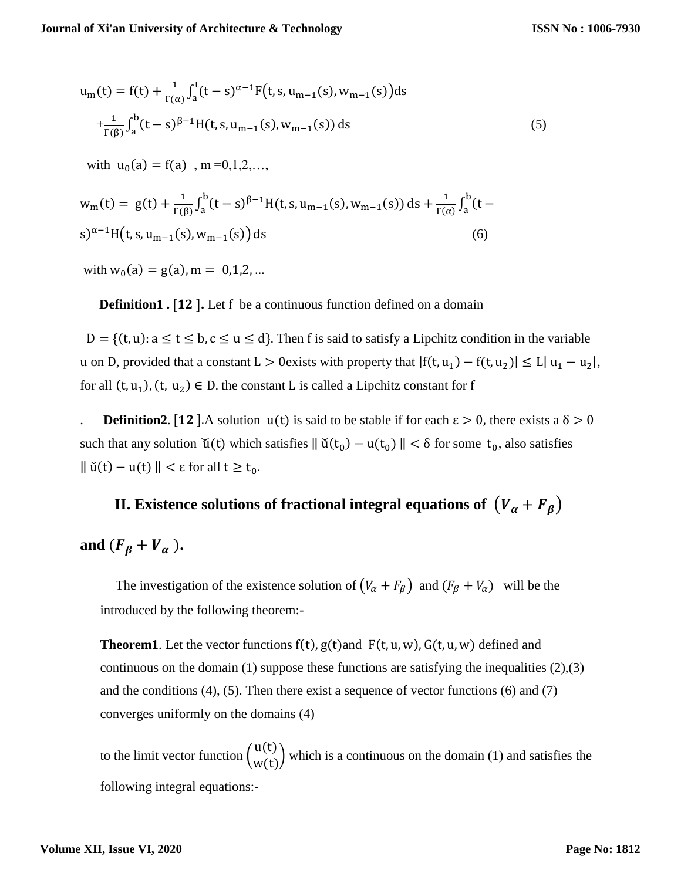$$u_m(t) = f(t) + \frac{1}{\Gamma(\alpha)}\int_a^t (t-s)^{\alpha-1} F\big(t, s, u_{m-1}(s), w_{m-1}(s)\big) ds$$

$$+ \frac{1}{\Gamma(\beta)}\int_a^b (t-s)^{\beta-1} H(t, s, u_{m-1}(s), w_{m-1}(s))\, ds \tag{5}$$

with $u_0(a) = f(a)$ , m =0,1,2,…,

$$w_m(t) = g(t) + \frac{1}{\Gamma(\beta)}\int_a^b (t-s)^{\beta-1} H(t, s, u_{m-1}(s), w_{m-1}(s))\, ds + \frac{1}{\Gamma(\alpha)}\int_a^b (t-s)^{\alpha-1} H\big(t, s, u_{m-1}(s), w_{m-1}(s)\big)\, ds \tag{6}$$

with $w_0(a) = g(a), m = 0,1,2, \ldots$

**Definition1 .** [12 ]**.** Let f be a continuous function defined on a domain

$D = \{(t, u): a \leq t \leq b, c \leq u \leq d\}$. Then f is said to satisfy a Lipchitz condition in the variable u on D, provided that a constant $L > 0$exists with property that $|f(t, u_1) - f(t, u_2)| \leq L|\, u_1 - u_2|$, for all $(t, u_1), (t,\ u_2) \in D$. the constant L is called a Lipchitz constant for f

. **Definition2**. [12 ].A solution $u(t)$ is said to be stable if for each $\varepsilon > 0$, there exists a $\delta > 0$ such that any solution $\breve{u}(t)$ which satisfies $\| \breve{u}(t_0) - u(t_0) \| < \delta$ for some $t_0$, also satisfies $\| \breve{u}(t) - u(t) \| < \varepsilon$ for all $t \geq t_0$.

## II. Existence solutions of fractional integral equations of $(V_\alpha + F_\beta)$ and $(F_\beta + V_\alpha)$.

The investigation of the existence solution of $(V_\alpha + F_\beta)$ and $(F_\beta + V_\alpha)$ will be the introduced by the following theorem:-

**Theorem1**. Let the vector functions $f(t), g(t)$and $F(t, u, w), G(t, u, w)$ defined and continuous on the domain (1) suppose these functions are satisfying the inequalities (2),(3) and the conditions (4), (5). Then there exist a sequence of vector functions (6) and (7) converges uniformly on the domains (4)

to the limit vector function $\begin{pmatrix} u(t) \\ w(t) \end{pmatrix}$ which is a continuous on the domain (1) and satisfies the following integral equations:-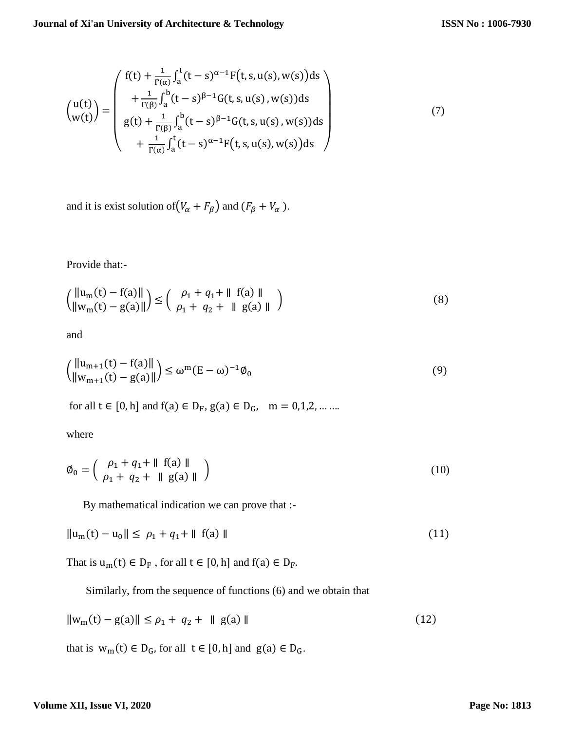$$
\begin{pmatrix} u(t) \\ w(t) \end{pmatrix} = \begin{pmatrix} f(t) + \frac{1}{\Gamma(\alpha)} \int_a^t (t-s)^{\alpha-1} F\big(t, s, u(s), w(s)\big) ds \\ + \frac{1}{\Gamma(\beta)} \int_a^b (t-s)^{\beta-1} G(t, s, u(s), w(s)) ds \\ g(t) + \frac{1}{\Gamma(\beta)} \int_a^b (t-s)^{\beta-1} G(t, s, u(s), w(s)) ds \\ + \frac{1}{\Gamma(\alpha)} \int_a^t (t-s)^{\alpha-1} F\big(t, s, u(s), w(s)\big) ds \end{pmatrix} \tag{7}
$$

and it is exist solution of$(V_\alpha + F_\beta)$ and $(F_\beta + V_\alpha)$.

Provide that:-

$$
\begin{pmatrix} \|u_m(t) - f(a)\| \\ \|w_m(t) - g(a)\| \end{pmatrix} \leq \begin{pmatrix} \rho_1 + q_1 + \| f(a) \| \\ \rho_1 + q_2 + \| g(a) \| \end{pmatrix} \tag{8}
$$

and

$$
\begin{pmatrix} \|u_{m+1}(t) - f(a)\| \\ \|w_{m+1}(t) - g(a)\| \end{pmatrix} \leq \omega^m (E - \omega)^{-1} \emptyset_0 \tag{9}
$$

for all $t \in [0, h]$ and $f(a) \in D_F$, $g(a) \in D_G$, $m = 0,1,2, \dots .$

where

$$
\emptyset_0 = \begin{pmatrix} \rho_1 + q_1 + \| f(a) \| \\ \rho_1 + q_2 + \| g(a) \| \end{pmatrix} \tag{10}
$$

By mathematical indication we can prove that :-

$$
\|u_m(t) - u_0\| \leq \rho_1 + q_1 + \| f(a) \| \tag{11}
$$

That is $u_m(t) \in D_F$ , for all $t \in [0, h]$ and $f(a) \in D_F$.

Similarly, from the sequence of functions (6) and we obtain that

$$
\|w_m(t) - g(a)\| \leq \rho_1 + q_2 + \| g(a) \| \tag{12}
$$

that is $w_m(t) \in D_G$, for all $t \in [0, h]$ and $g(a) \in D_G$.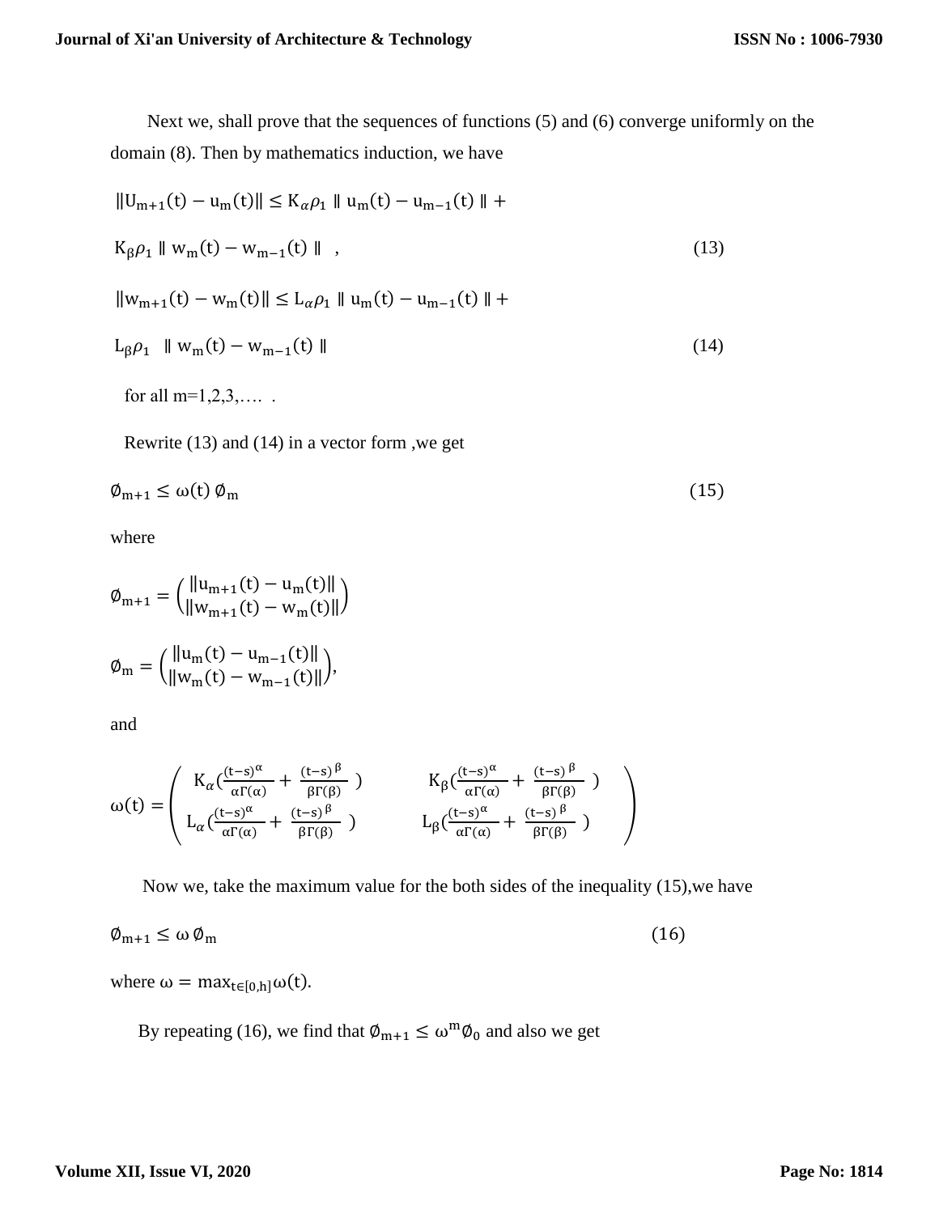Next we, shall prove that the sequences of functions (5) and (6) converge uniformly on the domain (8). Then by mathematics induction, we have

$$\|U_{m+1}(t) - u_m(t)\| \leq K_\alpha \rho_1 \parallel u_m(t) - u_{m-1}(t) \parallel +$$

$$K_\beta \rho_1 \parallel w_m(t) - w_{m-1}(t) \parallel \quad , \tag{13}$$

$$\|w_{m+1}(t) - w_m(t)\| \leq L_\alpha \rho_1 \parallel u_m(t) - u_{m-1}(t) \parallel +$$

$$L_\beta \rho_1 \parallel w_m(t) - w_{m-1}(t) \parallel \tag{14}$$

for all m=1,2,3,…. .

Rewrite (13) and (14) in a vector form ,we get

$$\emptyset_{m+1} \leq \omega(t)\, \emptyset_m \tag{15}$$

where

$$\emptyset_{m+1} = \begin{pmatrix} \|u_{m+1}(t) - u_m(t)\| \\ \|w_{m+1}(t) - w_m(t)\| \end{pmatrix}$$

$$\emptyset_m = \begin{pmatrix} \|u_m(t) - u_{m-1}(t)\| \\ \|w_m(t) - w_{m-1}(t)\| \end{pmatrix},$$

and

$$\omega(t) = \begin{pmatrix} K_\alpha\left(\frac{(t-s)^\alpha}{\alpha\Gamma(\alpha)} + \frac{(t-s)^\beta}{\beta\Gamma(\beta)}\right) & K_\beta\left(\frac{(t-s)^\alpha}{\alpha\Gamma(\alpha)} + \frac{(t-s)^\beta}{\beta\Gamma(\beta)}\right) \\ L_\alpha\left(\frac{(t-s)^\alpha}{\alpha\Gamma(\alpha)} + \frac{(t-s)^\beta}{\beta\Gamma(\beta)}\right) & L_\beta\left(\frac{(t-s)^\alpha}{\alpha\Gamma(\alpha)} + \frac{(t-s)^\beta}{\beta\Gamma(\beta)}\right) \end{pmatrix}$$

Now we, take the maximum value for the both sides of the inequality (15),we have

$$\emptyset_{m+1} \leq \omega\, \emptyset_m \tag{16}$$

where $\omega = \max_{t\in[0,h]} \omega(t)$.

By repeating (16), we find that $\emptyset_{m+1} \leq \omega^m \emptyset_0$ and also we get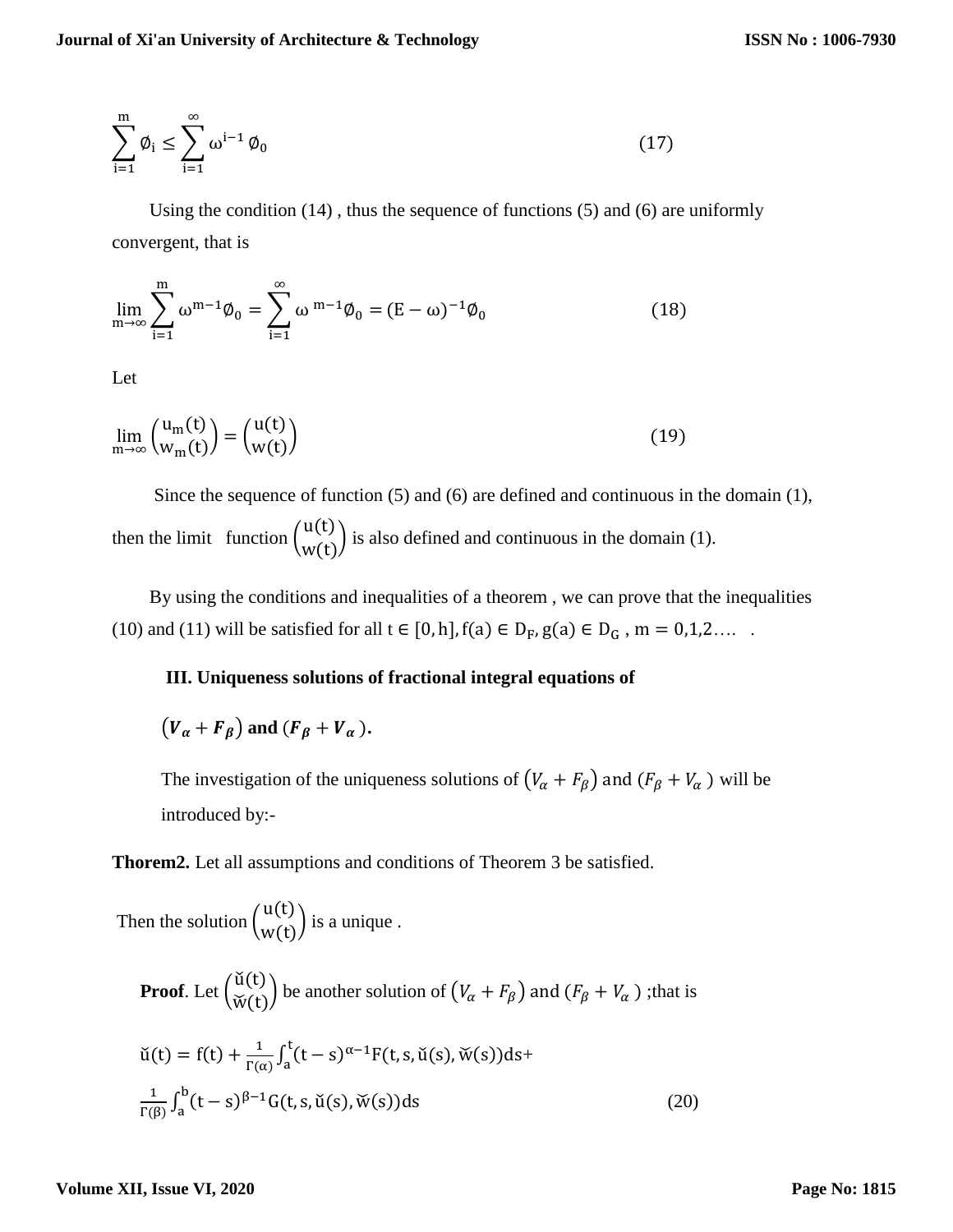$$\sum_{i=1}^{m} \emptyset_i \leq \sum_{i=1}^{\infty} \omega^{i-1} \emptyset_0 \tag{17}$$

Using the condition (14) , thus the sequence of functions (5) and (6) are uniformly convergent, that is

$$\lim_{m \to \infty} \sum_{i=1}^{m} \omega^{m-1} \emptyset_0 = \sum_{i=1}^{\infty} \omega^{\,m-1} \emptyset_0 = (E - \omega)^{-1} \emptyset_0 \tag{18}$$

Let

$$\lim_{m \to \infty} \begin{pmatrix} u_m(t) \\ w_m(t) \end{pmatrix} = \begin{pmatrix} u(t) \\ w(t) \end{pmatrix} \tag{19}$$

Since the sequence of function (5) and (6) are defined and continuous in the domain (1), then the limit function $\begin{pmatrix} u(t) \\ w(t) \end{pmatrix}$ is also defined and continuous in the domain (1).

By using the conditions and inequalities of a theorem , we can prove that the inequalities (10) and (11) will be satisfied for all $t \in [0, h], f(a) \in D_F, g(a) \in D_G$ , $m = 0,1,2 \ldots.$ .

### III. Uniqueness solutions of fractional integral equations of $(V_\alpha + F_\beta)$ and $(F_\beta + V_\alpha)$.

The investigation of the uniqueness solutions of $(V_\alpha + F_\beta)$ and $(F_\beta + V_\alpha)$ will be introduced by:-

**Thorem2.** Let all assumptions and conditions of Theorem 3 be satisfied.

Then the solution $\begin{pmatrix} u(t) \\ w(t) \end{pmatrix}$ is a unique .

**Proof**. Let $\begin{pmatrix} \check{u}(t) \\ \breve{w}(t) \end{pmatrix}$ be another solution of $(V_\alpha + F_\beta)$ and $(F_\beta + V_\alpha)$ ;that is

$$\check{u}(t) = f(t) + \frac{1}{\Gamma(\alpha)} \int_a^t (t-s)^{\alpha-1} F(t, s, \check{u}(s), \breve{w}(s)) ds +$$
$$\frac{1}{\Gamma(\beta)} \int_a^b (t-s)^{\beta-1} G(t, s, \check{u}(s), \breve{w}(s)) ds \tag{20}$$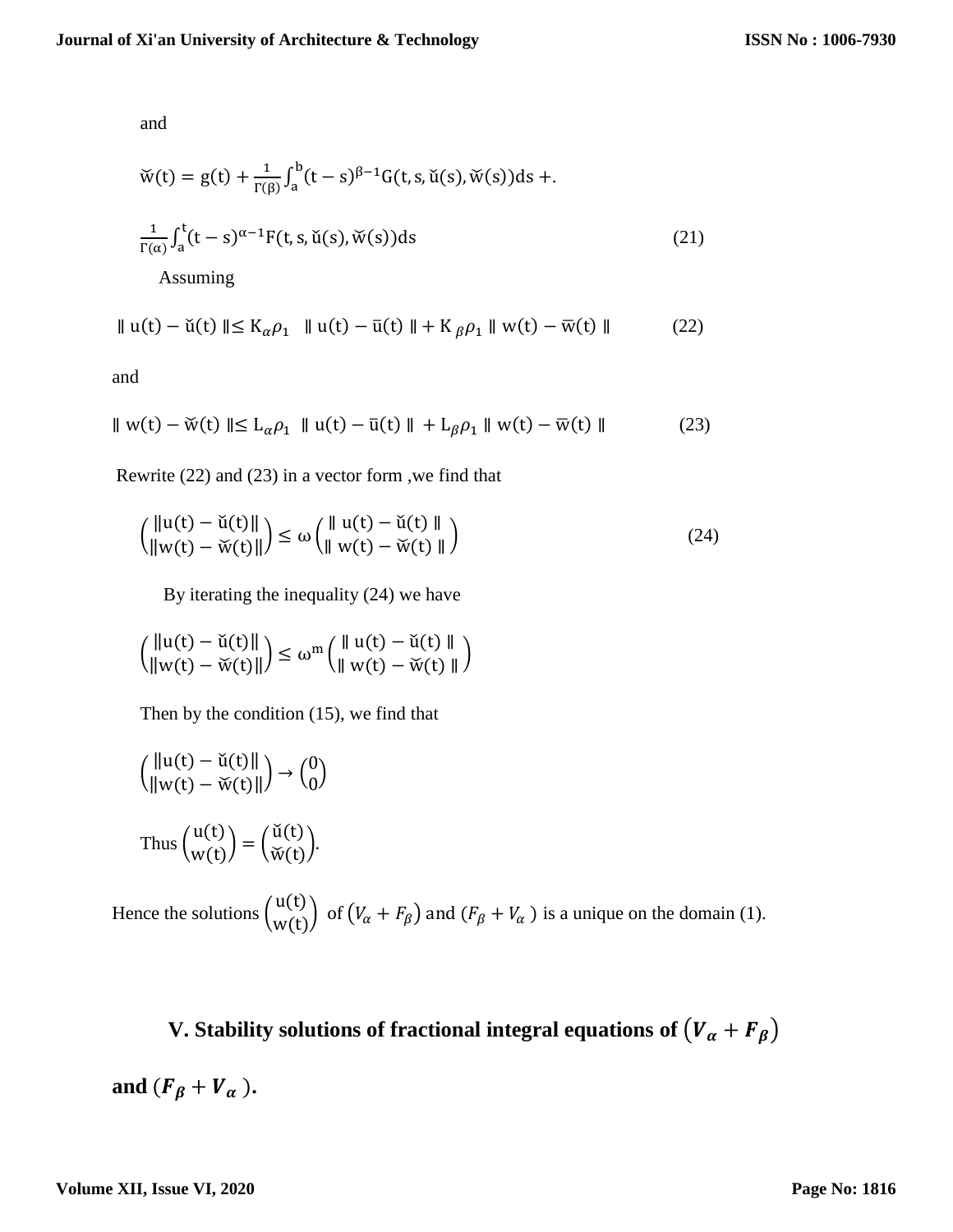and

$$\breve{w}(t) = g(t) + \frac{1}{\Gamma(\beta)}\int_a^b (t-s)^{\beta-1} G(t, s, \breve{u}(s), \breve{w}(s))ds + .$$

$$\frac{1}{\Gamma(\alpha)}\int_a^t (t-s)^{\alpha-1} F(t, s, \breve{u}(s), \breve{w}(s))ds \tag{21}$$

Assuming

$$\| u(t) - \breve{u}(t) \| \leq K_\alpha \rho_1 \ \| u(t) - \bar{u}(t) \| + K_\beta \rho_1 \| w(t) - \bar{w}(t) \| \tag{22}$$

and

$$\| w(t) - \breve{w}(t) \| \leq L_\alpha \rho_1 \ \| u(t) - \bar{u}(t) \| + L_\beta \rho_1 \| w(t) - \bar{w}(t) \| \tag{23}$$

Rewrite (22) and (23) in a vector form ,we find that

$$\begin{pmatrix} \|u(t) - \breve{u}(t)\| \\ \|w(t) - \breve{w}(t)\| \end{pmatrix} \leq \omega \begin{pmatrix} \| u(t) - \breve{u}(t) \| \\ \| w(t) - \breve{w}(t) \| \end{pmatrix} \tag{24}$$

By iterating the inequality (24) we have

$$\begin{pmatrix} \|u(t) - \breve{u}(t)\| \\ \|w(t) - \breve{w}(t)\| \end{pmatrix} \leq \omega^m \begin{pmatrix} \| u(t) - \breve{u}(t) \| \\ \| w(t) - \breve{w}(t) \| \end{pmatrix}$$

Then by the condition (15), we find that

$$\begin{pmatrix} \|u(t) - \breve{u}(t)\| \\ \|w(t) - \breve{w}(t)\| \end{pmatrix} \to \begin{pmatrix} 0 \\ 0 \end{pmatrix}$$

Thus $\begin{pmatrix} u(t) \\ w(t) \end{pmatrix} = \begin{pmatrix} \breve{u}(t) \\ \breve{w}(t) \end{pmatrix}$.

Hence the solutions $\begin{pmatrix} u(t) \\ w(t) \end{pmatrix}$ of $(V_\alpha + F_\beta)$ and $(F_\beta + V_\alpha)$ is a unique on the domain (1).

## V. Stability solutions of fractional integral equations of $(V_\alpha + F_\beta)$ and $(F_\beta + V_\alpha)$.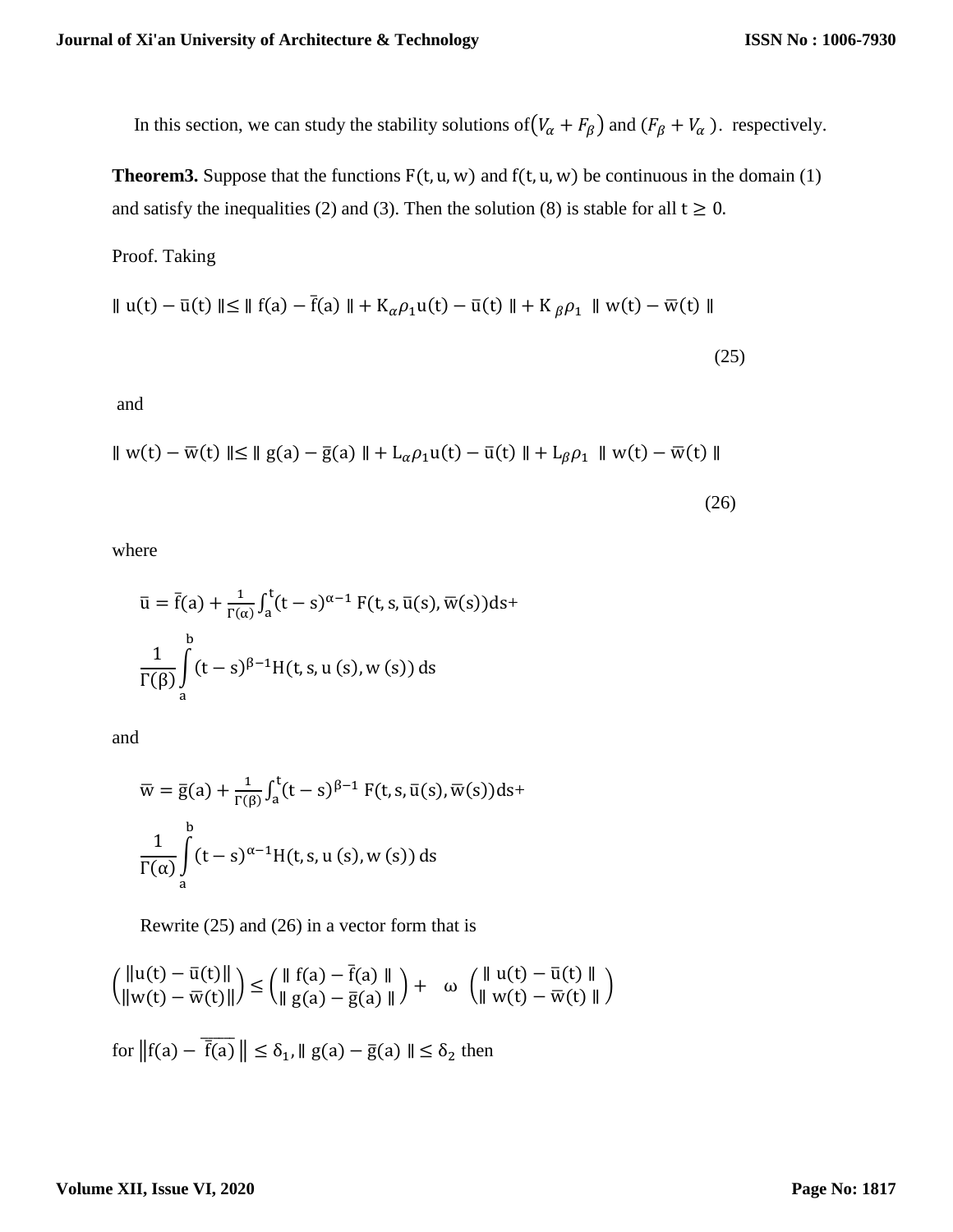In this section, we can study the stability solutions of $(V_\alpha + F_\beta)$ and $(F_\beta + V_\alpha)$. respectively.

**Theorem3.** Suppose that the functions $F(t, u, w)$ and $f(t, u, w)$ be continuous in the domain (1) and satisfy the inequalities (2) and (3). Then the solution (8) is stable for all $t \geq 0$.

Proof. Taking

$$\| u(t) - \bar{u}(t) \| \leq \| f(a) - \bar{f}(a) \| + K_\alpha \rho_1 u(t) - \bar{u}(t) \| + K_\beta \rho_1 \| w(t) - \bar{w}(t) \| \tag{25}$$

and

$$\| w(t) - \bar{w}(t) \| \leq \| g(a) - \bar{g}(a) \| + L_\alpha \rho_1 u(t) - \bar{u}(t) \| + L_\beta \rho_1 \| w(t) - \bar{w}(t) \| \tag{26}$$

where

$$\bar{u} = \bar{f}(a) + \frac{1}{\Gamma(\alpha)} \int_a^t (t-s)^{\alpha-1} F(t, s, \bar{u}(s), \bar{w}(s)) ds +$$

$$\frac{1}{\Gamma(\beta)} \int_a^b (t-s)^{\beta-1} H(t, s, u(s), w(s)) \, ds$$

and

$$\bar{w} = \bar{g}(a) + \frac{1}{\Gamma(\beta)} \int_a^t (t-s)^{\beta-1} F(t, s, \bar{u}(s), \bar{w}(s)) ds +$$

$$\frac{1}{\Gamma(\alpha)} \int_a^b (t-s)^{\alpha-1} H(t, s, u(s), w(s)) \, ds$$

Rewrite (25) and (26) in a vector form that is

$$\begin{pmatrix} \|u(t) - \bar{u}(t)\| \\ \|w(t) - \bar{w}(t)\| \end{pmatrix} \leq \begin{pmatrix} \| f(a) - \bar{f}(a) \| \\ \| g(a) - \bar{g}(a) \| \end{pmatrix} + \omega \begin{pmatrix} \| u(t) - \bar{u}(t) \| \\ \| w(t) - \bar{w}(t) \| \end{pmatrix}$$

for $\left\| f(a) - \overline{\bar{f}(a)} \right\| \leq \delta_1, \| g(a) - \bar{g}(a) \| \leq \delta_2$ then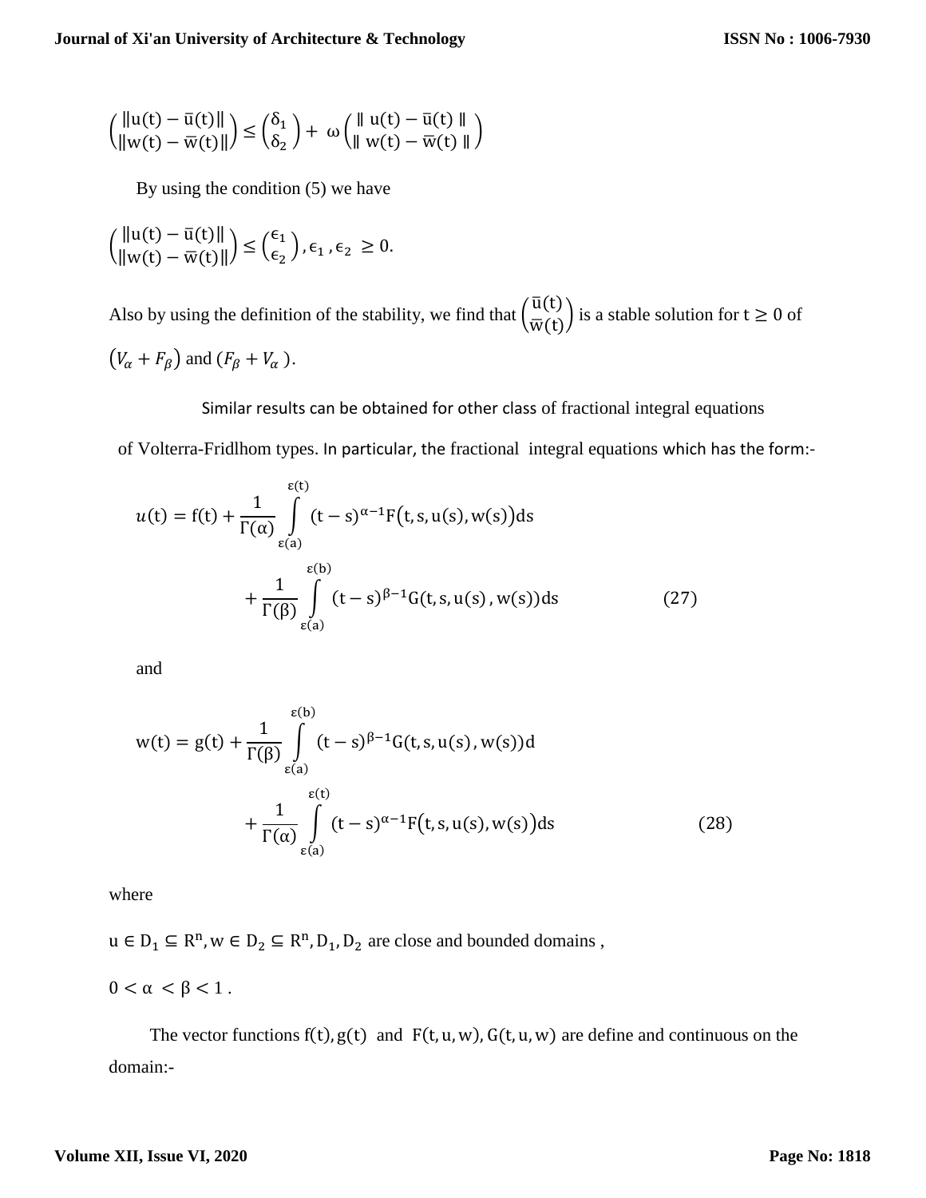$$\begin{pmatrix} \|u(t) - \bar{u}(t)\| \\ \|w(t) - \bar{w}(t)\| \end{pmatrix} \leq \begin{pmatrix} \delta_1 \\ \delta_2 \end{pmatrix} + \omega \begin{pmatrix} \| u(t) - \bar{u}(t) \| \\ \| w(t) - \bar{w}(t) \| \end{pmatrix}$$

By using the condition (5) we have

$$\begin{pmatrix} \|u(t) - \bar{u}(t)\| \\ \|w(t) - \bar{w}(t)\| \end{pmatrix} \leq \begin{pmatrix} \epsilon_1 \\ \epsilon_2 \end{pmatrix}, \epsilon_1, \epsilon_2 \geq 0.$$

Also by using the definition of the stability, we find that $\begin{pmatrix} \bar{u}(t) \\ \bar{w}(t) \end{pmatrix}$ is a stable solution for $t \geq 0$ of $(V_\alpha + F_\beta)$ and $(F_\beta + V_\alpha)$.

Similar results can be obtained for other class of fractional integral equations of Volterra-Fridlhom types. In particular, the fractional integral equations which has the form:-

$$u(t) = f(t) + \frac{1}{\Gamma(\alpha)} \int_{\varepsilon(a)}^{\varepsilon(t)} (t - s)^{\alpha - 1} F\big(t, s, u(s), w(s)\big) ds$$
$$+ \frac{1}{\Gamma(\beta)} \int_{\varepsilon(a)}^{\varepsilon(b)} (t - s)^{\beta - 1} G(t, s, u(s), w(s)) ds \qquad (27)$$

and

$$w(t) = g(t) + \frac{1}{\Gamma(\beta)} \int_{\varepsilon(a)}^{\varepsilon(b)} (t - s)^{\beta - 1} G(t, s, u(s), w(s)) d$$
$$+ \frac{1}{\Gamma(\alpha)} \int_{\varepsilon(a)}^{\varepsilon(t)} (t - s)^{\alpha - 1} F\big(t, s, u(s), w(s)\big) ds \qquad (28)$$

where

$u \in D_1 \subseteq R^n, w \in D_2 \subseteq R^n, D_1, D_2$ are close and bounded domains ,

$0 < \alpha < \beta < 1$ .

The vector functions $f(t), g(t)$ and $F(t, u, w), G(t, u, w)$ are define and continuous on the domain:-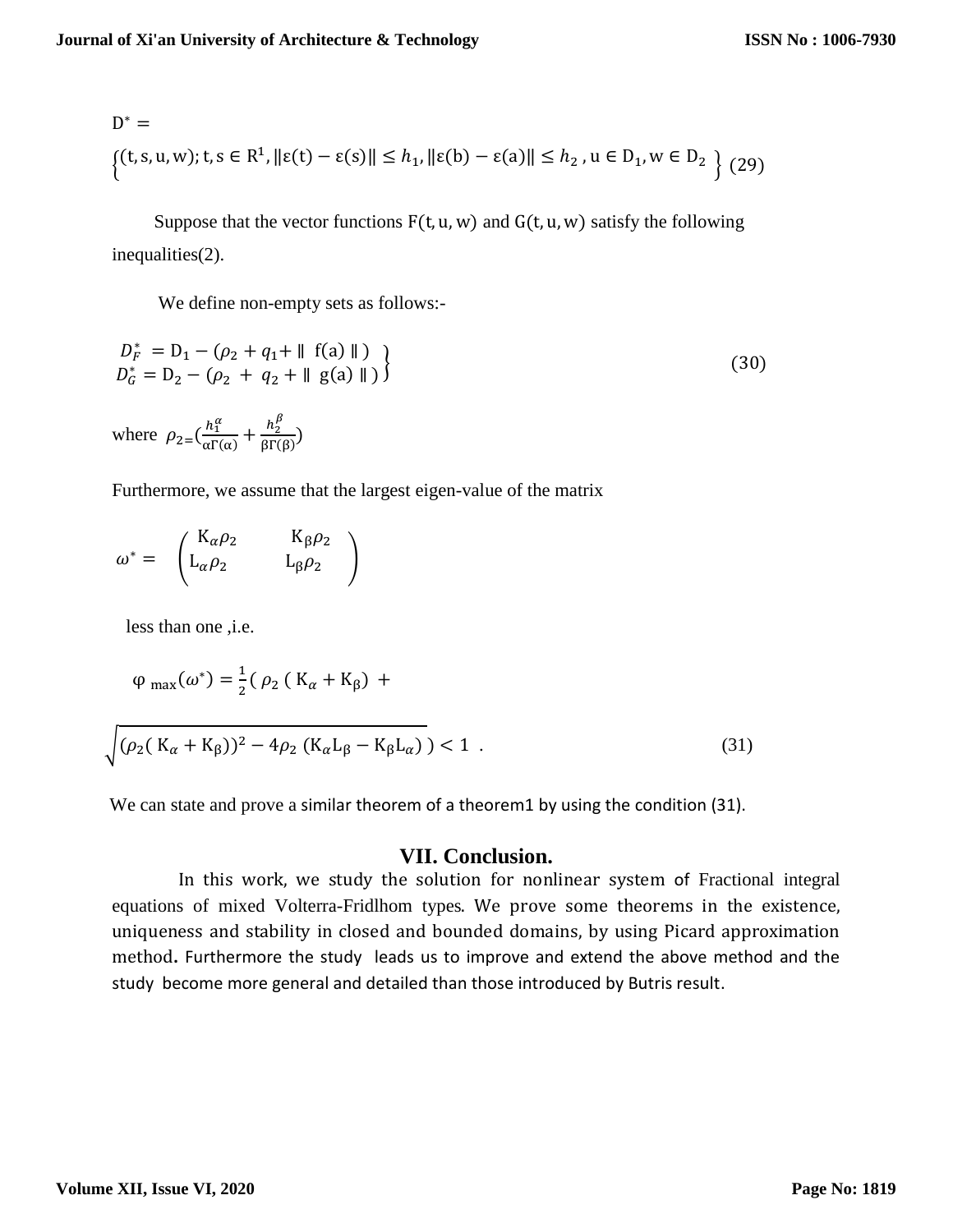$$D^* = \left\{ (t,s,u,w);\ t,s \in R^1, \|\varepsilon(t)-\varepsilon(s)\| \le h_1, \|\varepsilon(b)-\varepsilon(a)\| \le h_2,\ u \in D_1, w \in D_2 \right\} \tag{29}$$

Suppose that the vector functions $F(t,u,w)$ and $G(t,u,w)$ satisfy the following inequalities(2).

We define non-empty sets as follows:-

$$\left.\begin{aligned} D_F^* &= D_1 - (\rho_2 + q_1 + \| f(a) \|) \\ D_G^* &= D_2 - (\rho_2 + q_2 + \| g(a) \|) \end{aligned}\right\} \tag{30}$$

where $\rho_2 = \left(\frac{h_1^{\alpha}}{\alpha\Gamma(\alpha)} + \frac{h_2^{\beta}}{\beta\Gamma(\beta)}\right)$

Furthermore, we assume that the largest eigen-value of the matrix

$$\omega^* = \begin{pmatrix} K_\alpha \rho_2 & K_\beta \rho_2 \\ L_\alpha \rho_2 & L_\beta \rho_2 \end{pmatrix}$$

less than one ,i.e.

$$\varphi_{\max}(\omega^*) = \frac{1}{2}\left( \rho_2 (K_\alpha + K_\beta) + \sqrt{(\rho_2(K_\alpha + K_\beta))^2 - 4\rho_2 (K_\alpha L_\beta - K_\beta L_\alpha)} \right) < 1 . \tag{31}$$

We can state and prove a similar theorem of a theorem1 by using the condition (31).

## VII. Conclusion.

In this work, we study the solution for nonlinear system of Fractional integral equations of mixed Volterra-Fridlhom types. We prove some theorems in the existence, uniqueness and stability in closed and bounded domains, by using Picard approximation method**.** Furthermore the study leads us to improve and extend the above method and the study become more general and detailed than those introduced by Butris result.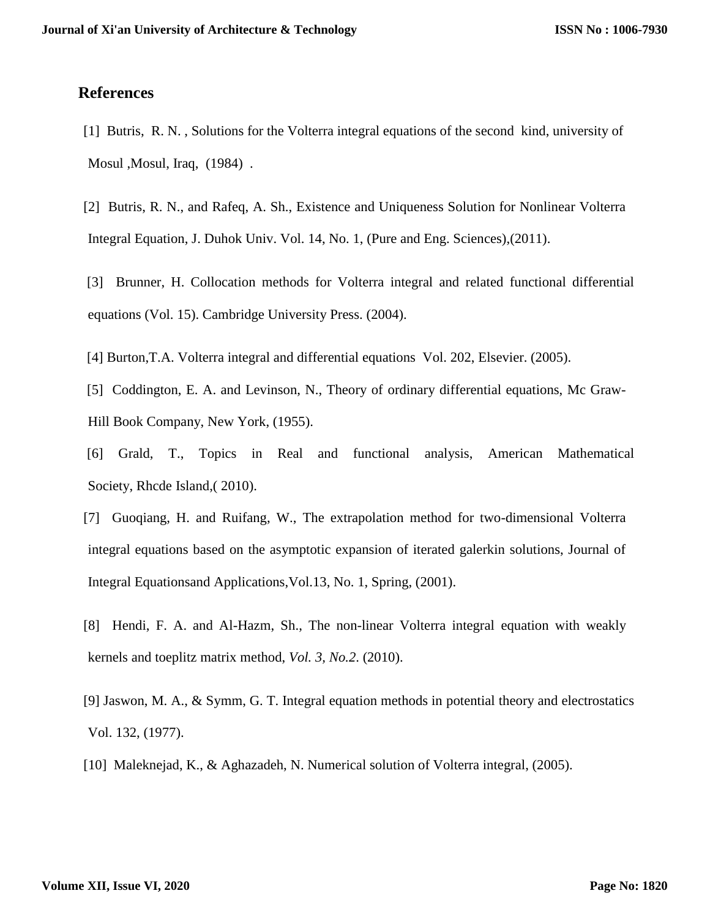## References

[1] Butris, R. N. , Solutions for the Volterra integral equations of the second kind, university of Mosul ,Mosul, Iraq, (1984) .

[2] Butris, R. N., and Rafeq, A. Sh., Existence and Uniqueness Solution for Nonlinear Volterra Integral Equation, J. Duhok Univ. Vol. 14, No. 1, (Pure and Eng. Sciences),(2011).

[3] Brunner, H. Collocation methods for Volterra integral and related functional differential equations (Vol. 15). Cambridge University Press. (2004).

[4] Burton,T.A. Volterra integral and differential equations Vol. 202, Elsevier. (2005).

[5] Coddington, E. A. and Levinson, N., Theory of ordinary differential equations, Mc Graw-Hill Book Company, New York, (1955).

[6] Grald, T., Topics in Real and functional analysis, American Mathematical Society, Rhcde Island,( 2010).

[7] Guoqiang, H. and Ruifang, W., The extrapolation method for two-dimensional Volterra integral equations based on the asymptotic expansion of iterated galerkin solutions, Journal of Integral Equationsand Applications,Vol.13, No. 1, Spring, (2001).

[8] Hendi, F. A. and Al-Hazm, Sh., The non-linear Volterra integral equation with weakly kernels and toeplitz matrix method, *Vol. 3, No.2*. (2010).

[9] Jaswon, M. A., & Symm, G. T. Integral equation methods in potential theory and electrostatics Vol. 132, (1977).

[10] Maleknejad, K., & Aghazadeh, N. Numerical solution of Volterra integral, (2005).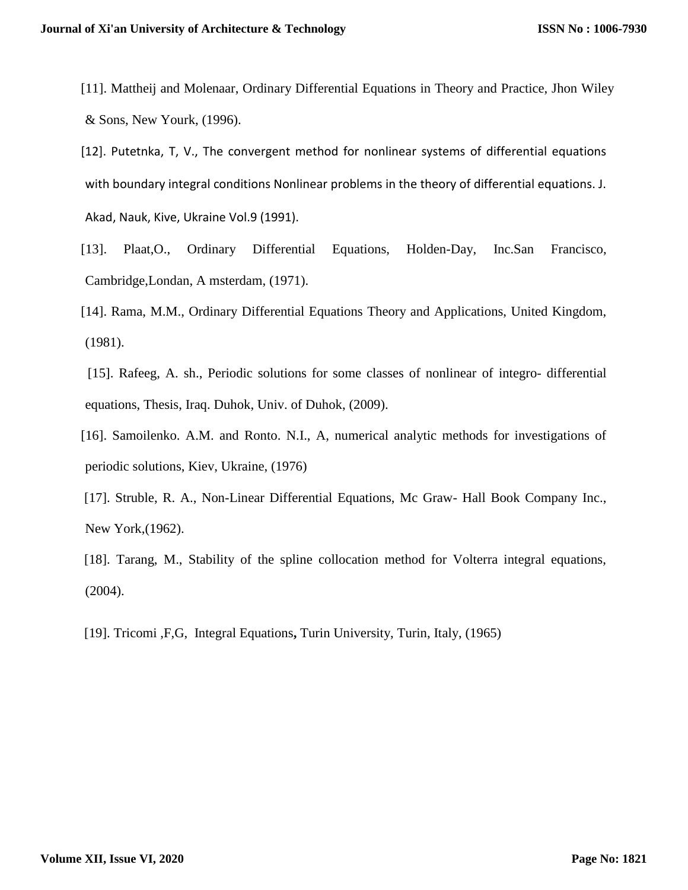[11]. Mattheij and Molenaar, Ordinary Differential Equations in Theory and Practice, Jhon Wiley & Sons, New Yourk, (1996).

[12]. Putetnka, T, V., The convergent method for nonlinear systems of differential equations with boundary integral conditions Nonlinear problems in the theory of differential equations. J. Akad, Nauk, Kive, Ukraine Vol.9 (1991).

[13]. Plaat,O., Ordinary Differential Equations, Holden-Day, Inc.San Francisco, Cambridge,Londan, A msterdam, (1971).

[14]. Rama, M.M., Ordinary Differential Equations Theory and Applications, United Kingdom, (1981).

[15]. Rafeeg, A. sh., Periodic solutions for some classes of nonlinear of integro- differential equations, Thesis, Iraq. Duhok, Univ. of Duhok, (2009).

[16]. Samoilenko. A.M. and Ronto. N.I., A, numerical analytic methods for investigations of periodic solutions, Kiev, Ukraine, (1976)

[17]. Struble, R. A., Non-Linear Differential Equations, Mc Graw- Hall Book Company Inc., New York,(1962).

[18]. Tarang, M., Stability of the spline collocation method for Volterra integral equations, (2004).

[19]. Tricomi ,F,G, Integral Equations**,** Turin University, Turin, Italy, (1965)